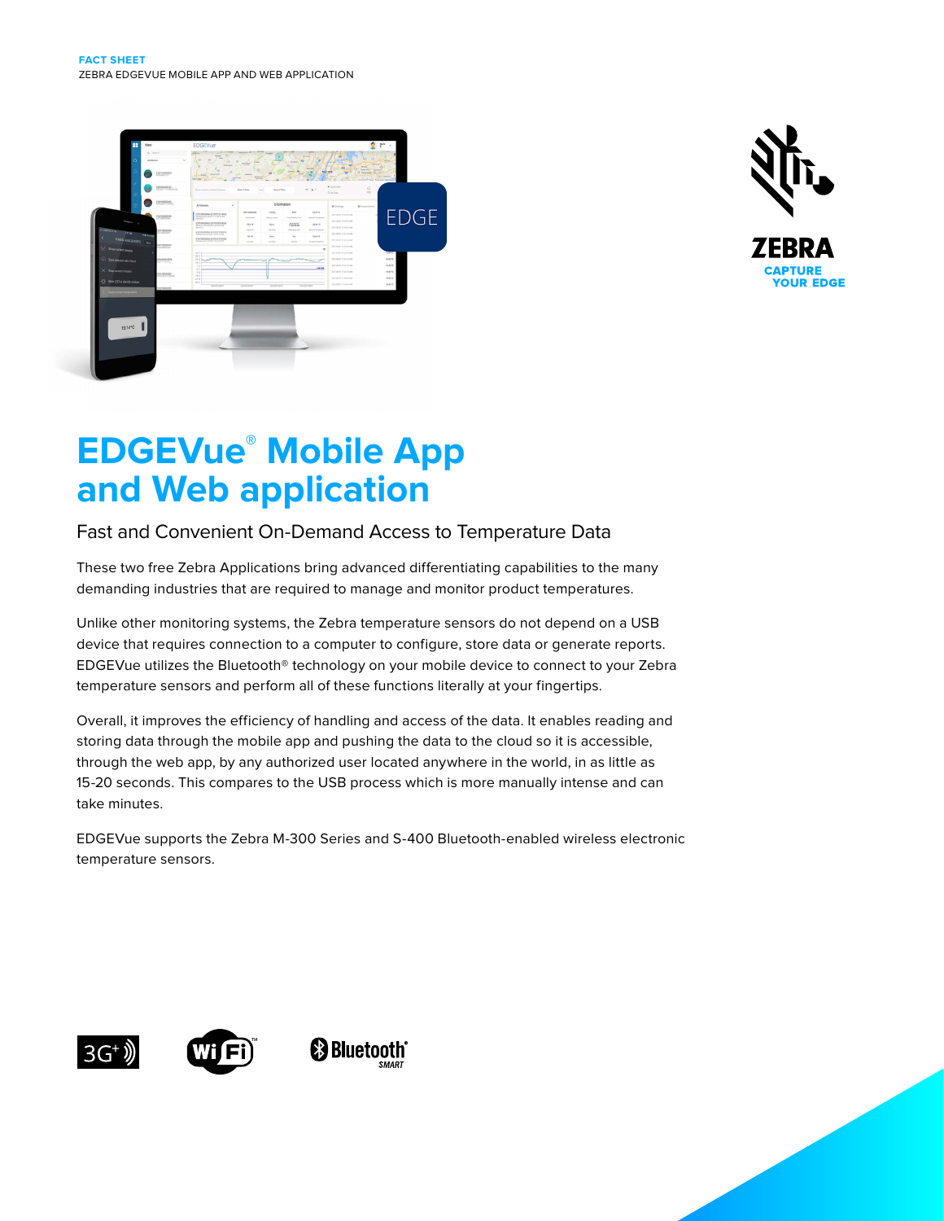FACT SHEET
ZEBRA EDGEVUE MOBILE APP AND WEB APPLICATION

# EDGEVue® Mobile App and Web application

## Fast and Convenient On-Demand Access to Temperature Data

These two free Zebra Applications bring advanced differentiating capabilities to the many demanding industries that are required to manage and monitor product temperatures.

Unlike other monitoring systems, the Zebra temperature sensors do not depend on a USB device that requires connection to a computer to configure, store data or generate reports. EDGEVue utilizes the Bluetooth® technology on your mobile device to connect to your Zebra temperature sensors and perform all of these functions literally at your fingertips.

Overall, it improves the efficiency of handling and access of the data. It enables reading and storing data through the mobile app and pushing the data to the cloud so it is accessible, through the web app, by any authorized user located anywhere in the world, in as little as 15-20 seconds. This compares to the USB process which is more manually intense and can take minutes.

EDGEVue supports the Zebra M-300 Series and S-400 Bluetooth-enabled wireless electronic temperature sensors.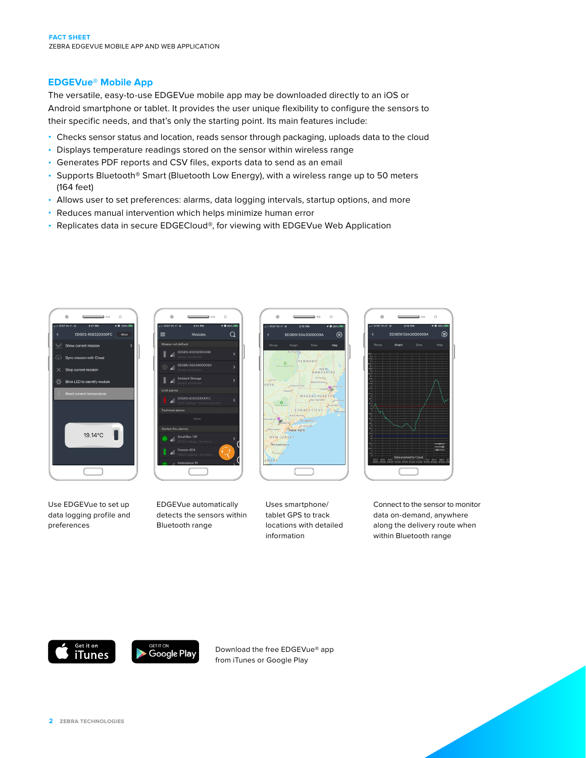## EDGEVue® Mobile App

The versatile, easy-to-use EDGEVue mobile app may be downloaded directly to an iOS or Android smartphone or tablet. It provides the user unique flexibility to configure the sensors to their specific needs, and that's only the starting point. Its main features include:

- Checks sensor status and location, reads sensor through packaging, uploads data to the cloud
- Displays temperature readings stored on the sensor within wireless range
- Generates PDF reports and CSV files, exports data to send as an email
- Supports Bluetooth® Smart (Bluetooth Low Energy), with a wireless range up to 50 meters (164 feet)
- Allows user to set preferences: alarms, data logging intervals, startup options, and more
- Reduces manual intervention which helps minimize human error
- Replicates data in secure EDGECloud®, for viewing with EDGEVue Web Application

Use EDGEVue to set up data logging profile and preferences

EDGEVue automatically detects the sensors within Bluetooth range

Uses smartphone/tablet GPS to track locations with detailed information

Connect to the sensor to monitor data on-demand, anywhere along the delivery route when within Bluetooth range

Download the free EDGEVue® app from iTunes or Google Play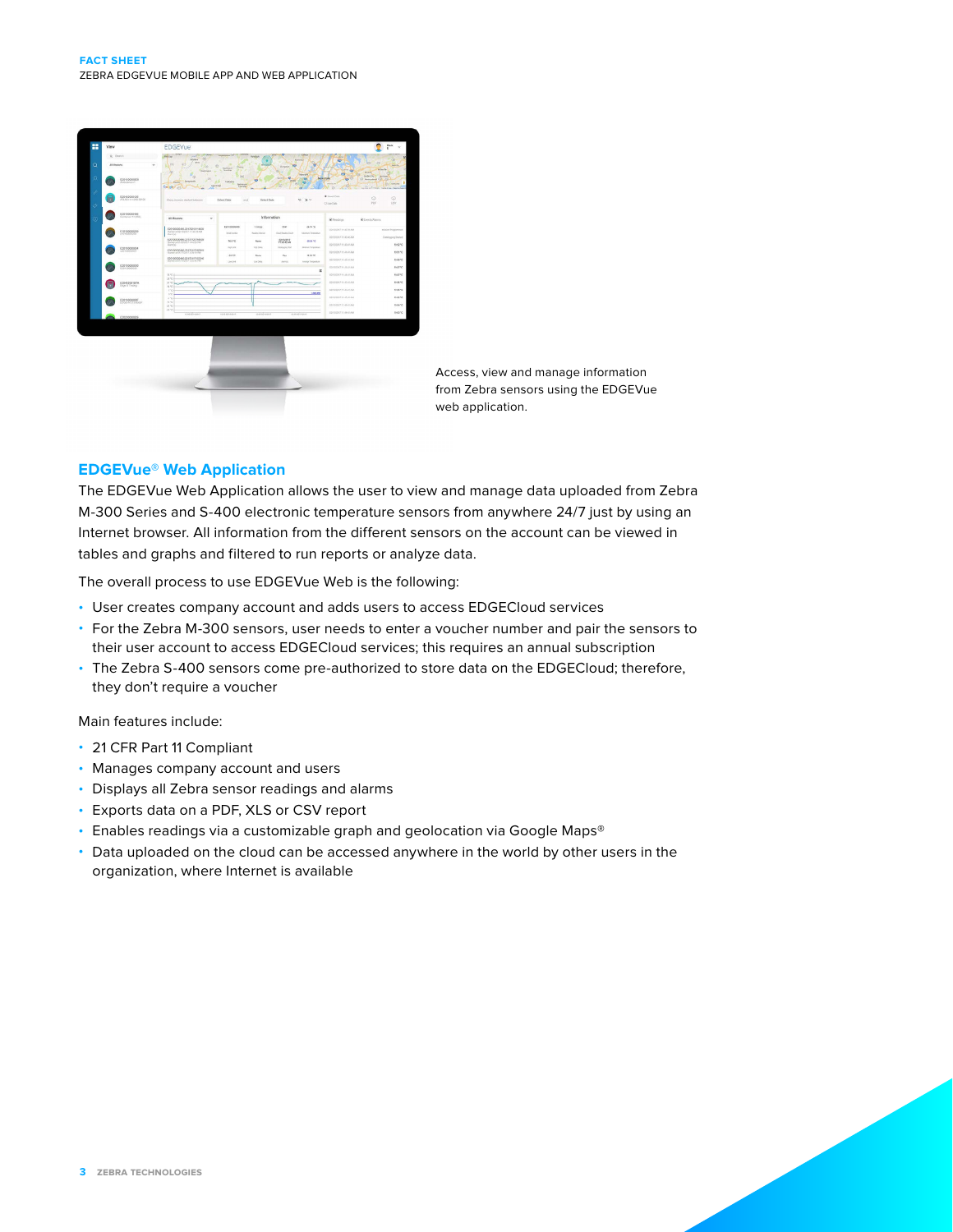Access, view and manage information from Zebra sensors using the EDGEVue web application.

## EDGEVue® Web Application

The EDGEVue Web Application allows the user to view and manage data uploaded from Zebra M-300 Series and S-400 electronic temperature sensors from anywhere 24/7 just by using an Internet browser. All information from the different sensors on the account can be viewed in tables and graphs and filtered to run reports or analyze data.

The overall process to use EDGEVue Web is the following:

- User creates company account and adds users to access EDGECloud services
- For the Zebra M-300 sensors, user needs to enter a voucher number and pair the sensors to their user account to access EDGECloud services; this requires an annual subscription
- The Zebra S-400 sensors come pre-authorized to store data on the EDGECloud; therefore, they don't require a voucher

Main features include:

- 21 CFR Part 11 Compliant
- Manages company account and users
- Displays all Zebra sensor readings and alarms
- Exports data on a PDF, XLS or CSV report
- Enables readings via a customizable graph and geolocation via Google Maps®
- Data uploaded on the cloud can be accessed anywhere in the world by other users in the organization, where Internet is available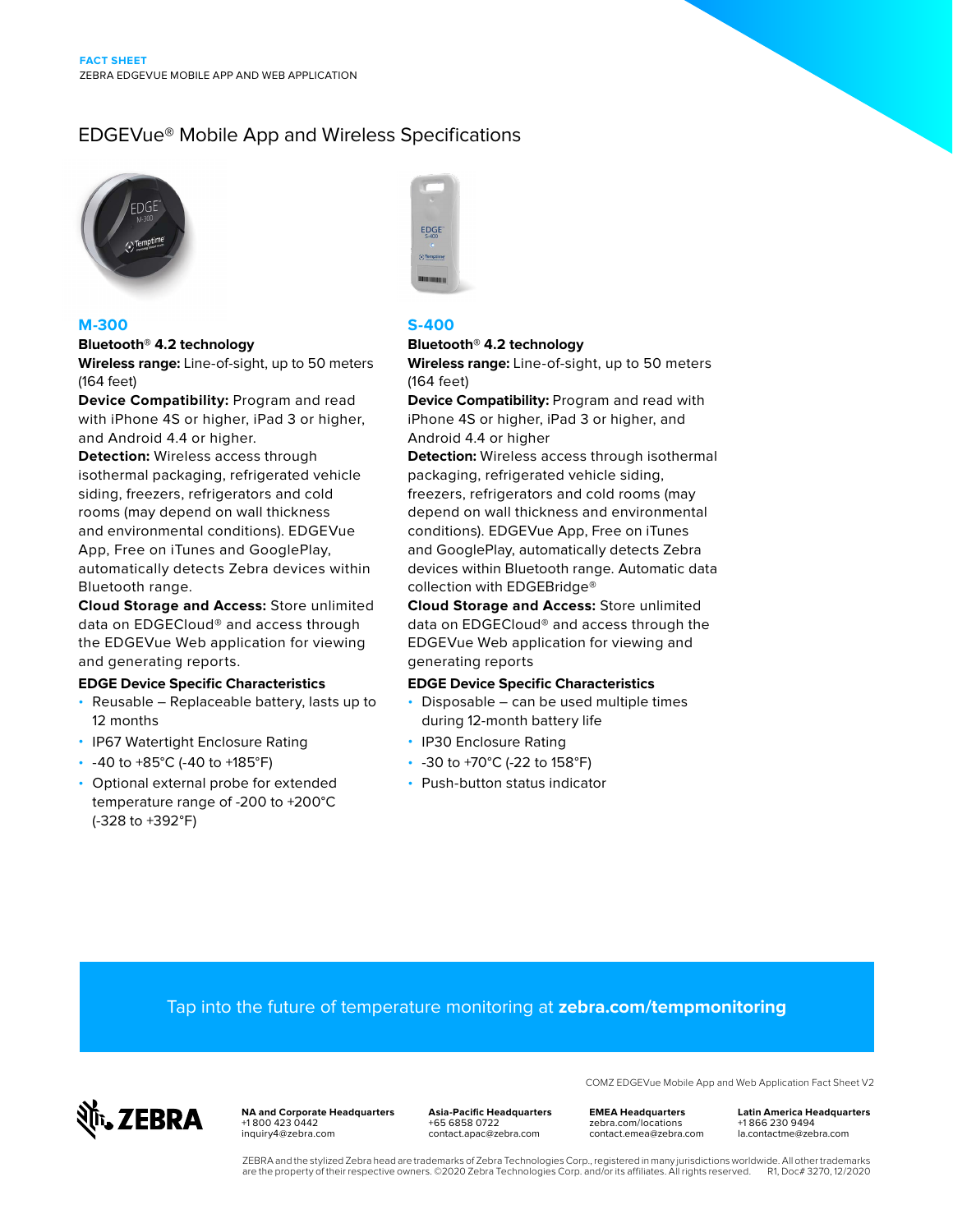# EDGEVue® Mobile App and Wireless Specifications

## M-300

**Bluetooth® 4.2 technology**

**Wireless range:** Line-of-sight, up to 50 meters (164 feet)

**Device Compatibility:** Program and read with iPhone 4S or higher, iPad 3 or higher, and Android 4.4 or higher.

**Detection:** Wireless access through isothermal packaging, refrigerated vehicle siding, freezers, refrigerators and cold rooms (may depend on wall thickness and environmental conditions). EDGEVue App, Free on iTunes and GooglePlay, automatically detects Zebra devices within Bluetooth range.

**Cloud Storage and Access:** Store unlimited data on EDGECloud® and access through the EDGEVue Web application for viewing and generating reports.

**EDGE Device Specific Characteristics**

- Reusable – Replaceable battery, lasts up to 12 months
- IP67 Watertight Enclosure Rating
- -40 to +85°C (-40 to +185°F)
- Optional external probe for extended temperature range of -200 to +200°C (-328 to +392°F)

## S-400

**Bluetooth® 4.2 technology**

**Wireless range:** Line-of-sight, up to 50 meters (164 feet)

**Device Compatibility:** Program and read with iPhone 4S or higher, iPad 3 or higher, and Android 4.4 or higher

**Detection:** Wireless access through isothermal packaging, refrigerated vehicle siding, freezers, refrigerators and cold rooms (may depend on wall thickness and environmental conditions). EDGEVue App, Free on iTunes and GooglePlay, automatically detects Zebra devices within Bluetooth range. Automatic data collection with EDGEBridge®

**Cloud Storage and Access:** Store unlimited data on EDGECloud® and access through the EDGEVue Web application for viewing and generating reports

**EDGE Device Specific Characteristics**

- Disposable – can be used multiple times during 12-month battery life
- IP30 Enclosure Rating
- -30 to +70°C (-22 to 158°F)
- Push-button status indicator

Tap into the future of temperature monitoring at **zebra.com/tempmonitoring**

COMZ EDGEVue Mobile App and Web Application Fact Sheet V2

**NA and Corporate Headquarters**
+1 800 423 0442
inquiry4@zebra.com

**Asia-Pacific Headquarters**
+65 6858 0722
contact.apac@zebra.com

**EMEA Headquarters**
zebra.com/locations
contact.emea@zebra.com

**Latin America Headquarters**
+1 866 230 9494
la.contactme@zebra.com

ZEBRA and the stylized Zebra head are trademarks of Zebra Technologies Corp., registered in many jurisdictions worldwide. All other trademarks are the property of their respective owners. ©2020 Zebra Technologies Corp. and/or its affiliates. All rights reserved. R1, Doc# 3270, 12/2020